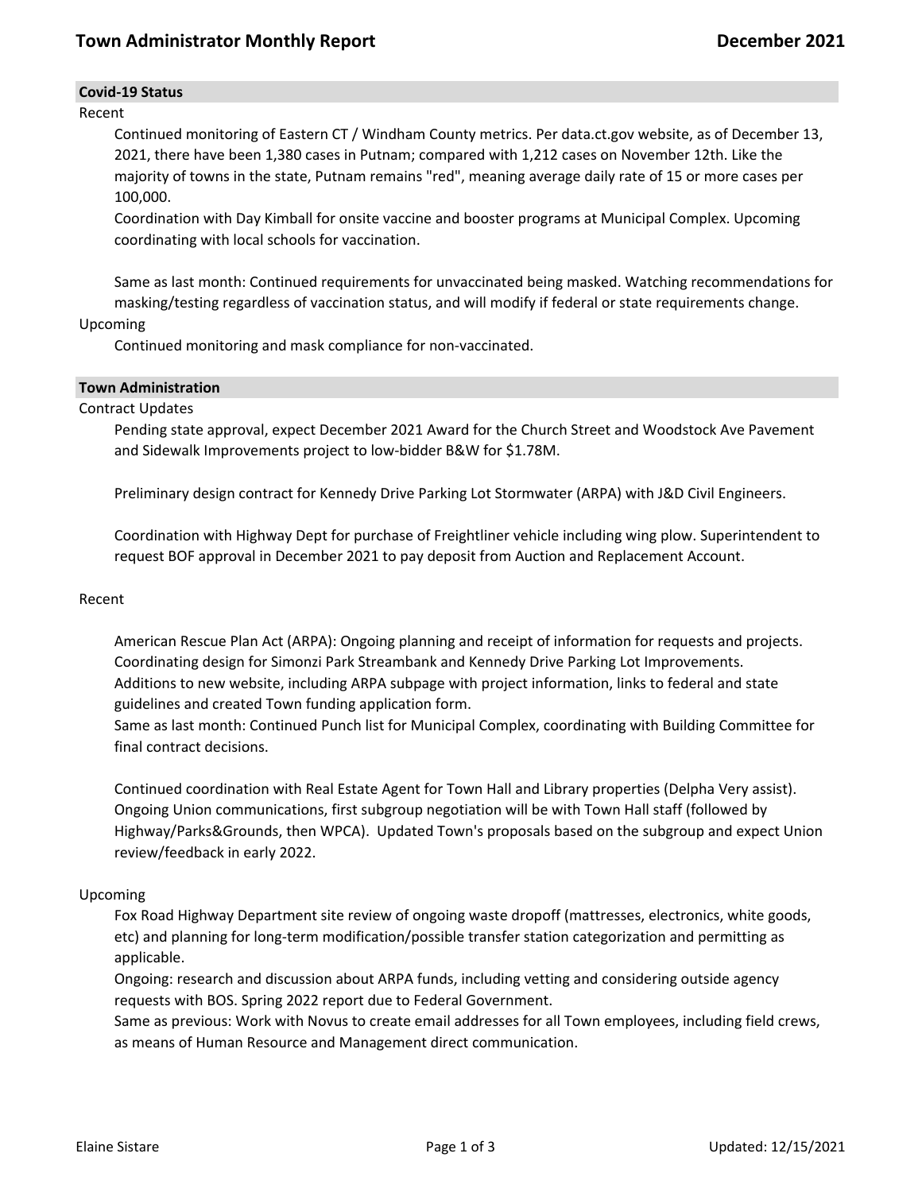# Town Administrator Monthly Report — December 2021

## Covid-19 Status

### Recent

Continued monitoring of Eastern CT / Windham County metrics. Per data.ct.gov website, as of December 13, 2021, there have been 1,380 cases in Putnam; compared with 1,212 cases on November 12th. Like the majority of towns in the state, Putnam remains "red", meaning average daily rate of 15 or more cases per 100,000.

Coordination with Day Kimball for onsite vaccine and booster programs at Municipal Complex. Upcoming coordinating with local schools for vaccination.

Same as last month: Continued requirements for unvaccinated being masked. Watching recommendations for masking/testing regardless of vaccination status, and will modify if federal or state requirements change.

### Upcoming

Continued monitoring and mask compliance for non-vaccinated.

## Town Administration

### Contract Updates

Pending state approval, expect December 2021 Award for the Church Street and Woodstock Ave Pavement and Sidewalk Improvements project to low-bidder B&W for $1.78M.

Preliminary design contract for Kennedy Drive Parking Lot Stormwater (ARPA) with J&D Civil Engineers.

Coordination with Highway Dept for purchase of Freightliner vehicle including wing plow. Superintendent to request BOF approval in December 2021 to pay deposit from Auction and Replacement Account.

### Recent

American Rescue Plan Act (ARPA): Ongoing planning and receipt of information for requests and projects. Coordinating design for Simonzi Park Streambank and Kennedy Drive Parking Lot Improvements. Additions to new website, including ARPA subpage with project information, links to federal and state guidelines and created Town funding application form.
Same as last month: Continued Punch list for Municipal Complex, coordinating with Building Committee for final contract decisions.

Continued coordination with Real Estate Agent for Town Hall and Library properties (Delpha Very assist). Ongoing Union communications, first subgroup negotiation will be with Town Hall staff (followed by Highway/Parks&Grounds, then WPCA). Updated Town's proposals based on the subgroup and expect Union review/feedback in early 2022.

### Upcoming

Fox Road Highway Department site review of ongoing waste dropoff (mattresses, electronics, white goods, etc) and planning for long-term modification/possible transfer station categorization and permitting as applicable.
Ongoing: research and discussion about ARPA funds, including vetting and considering outside agency requests with BOS. Spring 2022 report due to Federal Government.
Same as previous: Work with Novus to create email addresses for all Town employees, including field crews, as means of Human Resource and Management direct communication.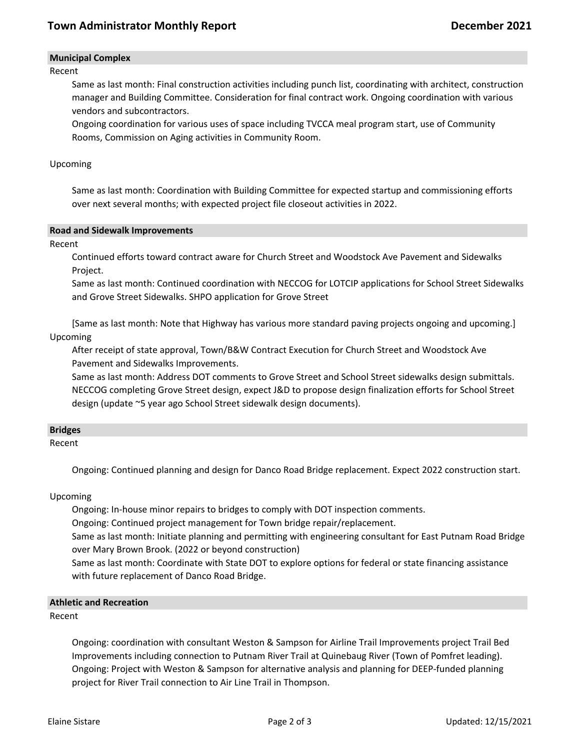## Municipal Complex

Recent

Same as last month: Final construction activities including punch list, coordinating with architect, construction manager and Building Committee. Consideration for final contract work. Ongoing coordination with various vendors and subcontractors.

Ongoing coordination for various uses of space including TVCCA meal program start, use of Community Rooms, Commission on Aging activities in Community Room.

Upcoming

Same as last month: Coordination with Building Committee for expected startup and commissioning efforts over next several months; with expected project file closeout activities in 2022.

## Road and Sidewalk Improvements

Recent

Continued efforts toward contract aware for Church Street and Woodstock Ave Pavement and Sidewalks Project.

Same as last month: Continued coordination with NECCOG for LOTCIP applications for School Street Sidewalks and Grove Street Sidewalks. SHPO application for Grove Street

[Same as last month: Note that Highway has various more standard paving projects ongoing and upcoming.]

Upcoming

After receipt of state approval, Town/B&W Contract Execution for Church Street and Woodstock Ave Pavement and Sidewalks Improvements.

Same as last month: Address DOT comments to Grove Street and School Street sidewalks design submittals. NECCOG completing Grove Street design, expect J&D to propose design finalization efforts for School Street design (update ~5 year ago School Street sidewalk design documents).

## Bridges

Recent

Ongoing: Continued planning and design for Danco Road Bridge replacement. Expect 2022 construction start.

Upcoming

Ongoing: In-house minor repairs to bridges to comply with DOT inspection comments.

Ongoing: Continued project management for Town bridge repair/replacement.

Same as last month: Initiate planning and permitting with engineering consultant for East Putnam Road Bridge over Mary Brown Brook. (2022 or beyond construction)

Same as last month: Coordinate with State DOT to explore options for federal or state financing assistance with future replacement of Danco Road Bridge.

## Athletic and Recreation

Recent

Ongoing: coordination with consultant Weston & Sampson for Airline Trail Improvements project Trail Bed Improvements including connection to Putnam River Trail at Quinebaug River (Town of Pomfret leading).

Ongoing: Project with Weston & Sampson for alternative analysis and planning for DEEP-funded planning project for River Trail connection to Air Line Trail in Thompson.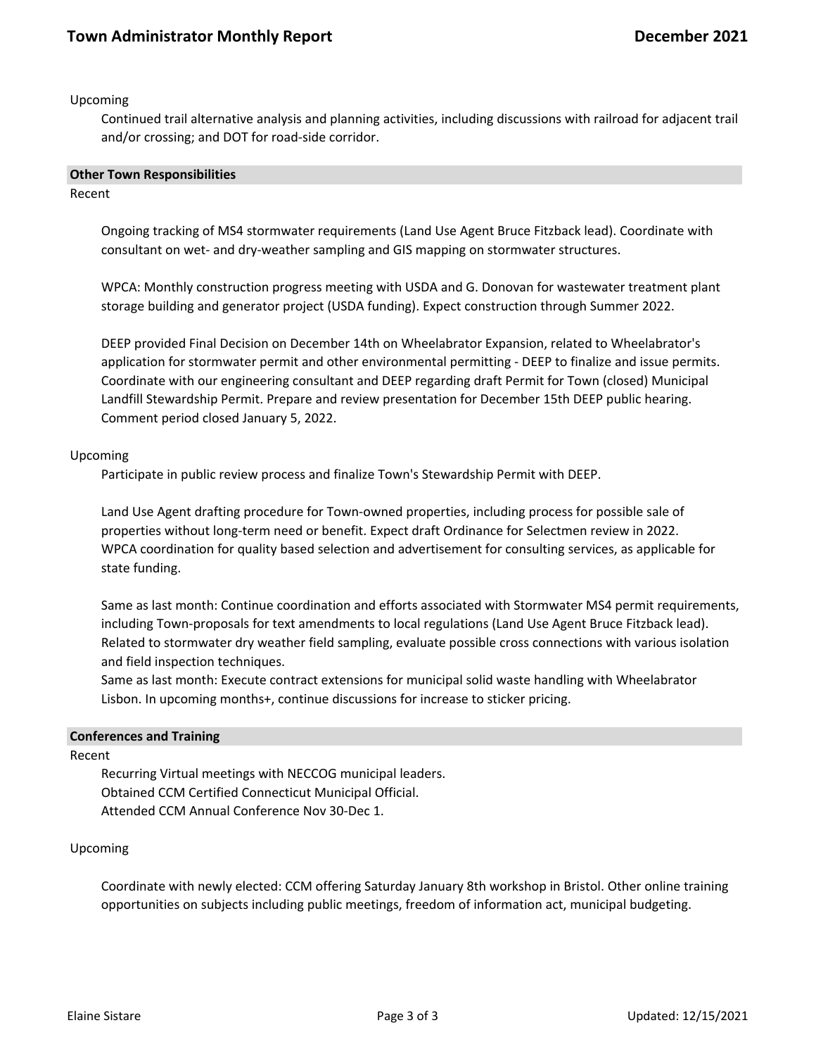Upcoming

Continued trail alternative analysis and planning activities, including discussions with railroad for adjacent trail and/or crossing; and DOT for road-side corridor.

## Other Town Responsibilities

Recent

Ongoing tracking of MS4 stormwater requirements (Land Use Agent Bruce Fitzback lead). Coordinate with consultant on wet- and dry-weather sampling and GIS mapping on stormwater structures.

WPCA: Monthly construction progress meeting with USDA and G. Donovan for wastewater treatment plant storage building and generator project (USDA funding). Expect construction through Summer 2022.

DEEP provided Final Decision on December 14th on Wheelabrator Expansion, related to Wheelabrator's application for stormwater permit and other environmental permitting - DEEP to finalize and issue permits. Coordinate with our engineering consultant and DEEP regarding draft Permit for Town (closed) Municipal Landfill Stewardship Permit. Prepare and review presentation for December 15th DEEP public hearing. Comment period closed January 5, 2022.

Upcoming

Participate in public review process and finalize Town's Stewardship Permit with DEEP.

Land Use Agent drafting procedure for Town-owned properties, including process for possible sale of properties without long-term need or benefit. Expect draft Ordinance for Selectmen review in 2022.
WPCA coordination for quality based selection and advertisement for consulting services, as applicable for state funding.

Same as last month: Continue coordination and efforts associated with Stormwater MS4 permit requirements, including Town-proposals for text amendments to local regulations (Land Use Agent Bruce Fitzback lead). Related to stormwater dry weather field sampling, evaluate possible cross connections with various isolation and field inspection techniques.
Same as last month: Execute contract extensions for municipal solid waste handling with Wheelabrator Lisbon. In upcoming months+, continue discussions for increase to sticker pricing.

## Conferences and Training

Recent

Recurring Virtual meetings with NECCOG municipal leaders.
Obtained CCM Certified Connecticut Municipal Official.
Attended CCM Annual Conference Nov 30-Dec 1.

Upcoming

Coordinate with newly elected: CCM offering Saturday January 8th workshop in Bristol. Other online training opportunities on subjects including public meetings, freedom of information act, municipal budgeting.